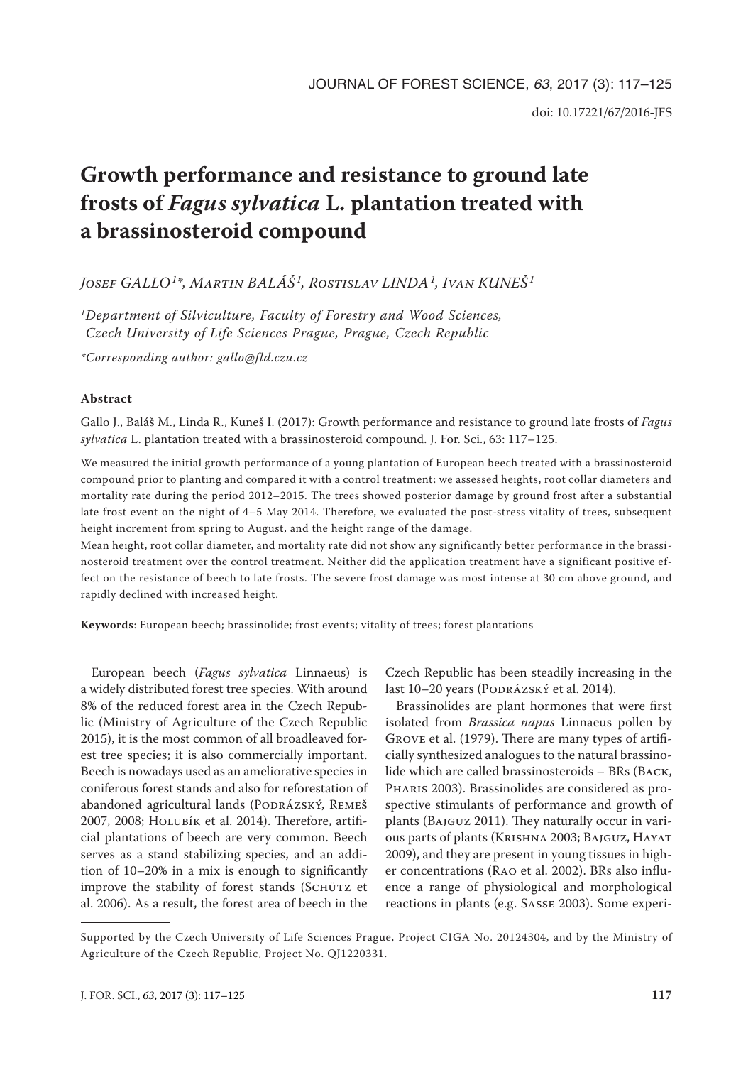doi: 10.17221/67/2016-JFS

# Growth performance and resistance to ground late frosts of *Fagus sylvatica* L. plantation treated with a brassinosteroid compound

*Josef GALLO[1]\*, Martin BALÁŠ[1], Rostislav LINDA[1], Ivan KUNEŠ[1]*

*[1]Department of Silviculture, Faculty of Forestry and Wood Sciences, Czech University of Life Sciences Prague, Prague, Czech Republic*

*\*Corresponding author: gallo@fld.czu.cz*

## Abstract

Gallo J., Baláš M., Linda R., Kuneš I. (2017): Growth performance and resistance to ground late frosts of *Fagus sylvatica* L. plantation treated with a brassinosteroid compound. J. For. Sci., 63: 117–125.

We measured the initial growth performance of a young plantation of European beech treated with a brassinosteroid compound prior to planting and compared it with a control treatment: we assessed heights, root collar diameters and mortality rate during the period 2012–2015. The trees showed posterior damage by ground frost after a substantial late frost event on the night of 4–5 May 2014. Therefore, we evaluated the post-stress vitality of trees, subsequent height increment from spring to August, and the height range of the damage.

Mean height, root collar diameter, and mortality rate did not show any significantly better performance in the brassinosteroid treatment over the control treatment. Neither did the application treatment have a significant positive effect on the resistance of beech to late frosts. The severe frost damage was most intense at 30 cm above ground, and rapidly declined with increased height.

**Keywords**: European beech; brassinolide; frost events; vitality of trees; forest plantations

European beech (*Fagus sylvatica* Linnaeus) is a widely distributed forest tree species. With around 8% of the reduced forest area in the Czech Republic (Ministry of Agriculture of the Czech Republic 2015), it is the most common of all broadleaved forest tree species; it is also commercially important. Beech is nowadays used as an ameliorative species in coniferous forest stands and also for reforestation of abandoned agricultural lands (Podrázský, Remeš 2007, 2008; Holubík et al. 2014). Therefore, artificial plantations of beech are very common. Beech serves as a stand stabilizing species, and an addition of 10–20% in a mix is enough to significantly improve the stability of forest stands (Schütz et al. 2006). As a result, the forest area of beech in the Czech Republic has been steadily increasing in the last 10–20 years (Podrázský et al. 2014).

Brassinolides are plant hormones that were first isolated from *Brassica napus* Linnaeus pollen by Grove et al. (1979). There are many types of artificially synthesized analogues to the natural brassinolide which are called brassinosteroids – BRs (Back, Pharis 2003). Brassinolides are considered as prospective stimulants of performance and growth of plants (Bajguz 2011). They naturally occur in various parts of plants (Krishna 2003; Bajguz, Hayat 2009), and they are present in young tissues in higher concentrations (Rao et al. 2002). BRs also influence a range of physiological and morphological reactions in plants (e.g. Sasse 2003). Some experi-

Supported by the Czech University of Life Sciences Prague, Project CIGA No. 20124304, and by the Ministry of Agriculture of the Czech Republic, Project No. QJ1220331.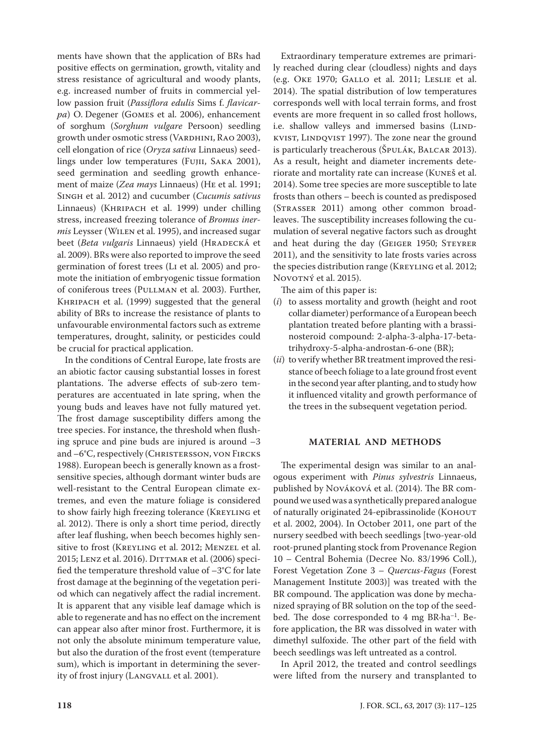ments have shown that the application of BRs had positive effects on germination, growth, vitality and stress resistance of agricultural and woody plants, e.g. increased number of fruits in commercial yellow passion fruit (*Passiflora edulis* Sims f. *flavicarpa*) O. Degener (Gomes et al. 2006), enhancement of sorghum (*Sorghum vulgare* Persoon) seedling growth under osmotic stress (Vardhini, Rao 2003), cell elongation of rice (*Oryza sativa* Linnaeus) seedlings under low temperatures (Fujii, Saka 2001), seed germination and seedling growth enhancement of maize (*Zea mays* Linnaeus) (He et al. 1991; Singh et al. 2012) and cucumber (*Cucumis sativus* Linnaeus) (Khripach et al. 1999) under chilling stress, increased freezing tolerance of *Bromus inermis* Leysser (Wilen et al. 1995), and increased sugar beet (*Beta vulgaris* Linnaeus) yield (Hradecká et al. 2009). BRs were also reported to improve the seed germination of forest trees (Li et al. 2005) and promote the initiation of embryogenic tissue formation of coniferous trees (Pullman et al. 2003). Further, Khripach et al. (1999) suggested that the general ability of BRs to increase the resistance of plants to unfavourable environmental factors such as extreme temperatures, drought, salinity, or pesticides could be crucial for practical application.

In the conditions of Central Europe, late frosts are an abiotic factor causing substantial losses in forest plantations. The adverse effects of sub-zero temperatures are accentuated in late spring, when the young buds and leaves have not fully matured yet. The frost damage susceptibility differs among the tree species. For instance, the threshold when flushing spruce and pine buds are injured is around –3 and –6°C, respectively (Christersson, von Fircks 1988). European beech is generally known as a frost-sensitive species, although dormant winter buds are well-resistant to the Central European climate extremes, and even the mature foliage is considered to show fairly high freezing tolerance (Kreyling et al. 2012). There is only a short time period, directly after leaf flushing, when beech becomes highly sensitive to frost (Kreyling et al. 2012; Menzel et al. 2015; Lenz et al. 2016). Dittmar et al. (2006) specified the temperature threshold value of –3°C for late frost damage at the beginning of the vegetation period which can negatively affect the radial increment. It is apparent that any visible leaf damage which is able to regenerate and has no effect on the increment can appear also after minor frost. Furthermore, it is not only the absolute minimum temperature value, but also the duration of the frost event (temperature sum), which is important in determining the severity of frost injury (Langvall et al. 2001).

Extraordinary temperature extremes are primarily reached during clear (cloudless) nights and days (e.g. Oke 1970; Gallo et al. 2011; Leslie et al. 2014). The spatial distribution of low temperatures corresponds well with local terrain forms, and frost events are more frequent in so called frost hollows, i.e. shallow valleys and immersed basins (Lindkvist, Lindqvist 1997). The zone near the ground is particularly treacherous (Špulák, Balcar 2013). As a result, height and diameter increments deteriorate and mortality rate can increase (Kuneš et al. 2014). Some tree species are more susceptible to late frosts than others – beech is counted as predisposed (Strasser 2011) among other common broadleaves. The susceptibility increases following the cumulation of several negative factors such as drought and heat during the day (Geiger 1950; Steyrer 2011), and the sensitivity to late frosts varies across the species distribution range (Kreyling et al. 2012; Novotný et al. 2015).

The aim of this paper is:

(*i*) to assess mortality and growth (height and root collar diameter) performance of a European beech plantation treated before planting with a brassinosteroid compound: 2-alpha-3-alpha-17-beta-trihydroxy-5-alpha-androstan-6-one (BR);

(*ii*) to verify whether BR treatment improved the resistance of beech foliage to a late ground frost event in the second year after planting, and to study how it influenced vitality and growth performance of the trees in the subsequent vegetation period.

## MATERIAL AND METHODS

The experimental design was similar to an analogous experiment with *Pinus sylvestris* Linnaeus, published by Nováková et al. (2014). The BR compound we used was a synthetically prepared analogue of naturally originated 24-epibrassinolide (Kohout et al. 2002, 2004). In October 2011, one part of the nursery seedbed with beech seedlings [two-year-old root-pruned planting stock from Provenance Region 10 – Central Bohemia (Decree No. 83/1996 Coll.), Forest Vegetation Zone 3 – *Quercus-Fagus* (Forest Management Institute 2003)] was treated with the BR compound. The application was done by mechanized spraying of BR solution on the top of the seedbed. The dose corresponded to 4 mg $BR \cdot ha^{-1}$. Before application, the BR was dissolved in water with dimethyl sulfoxide. The other part of the field with beech seedlings was left untreated as a control.

In April 2012, the treated and control seedlings were lifted from the nursery and transplanted to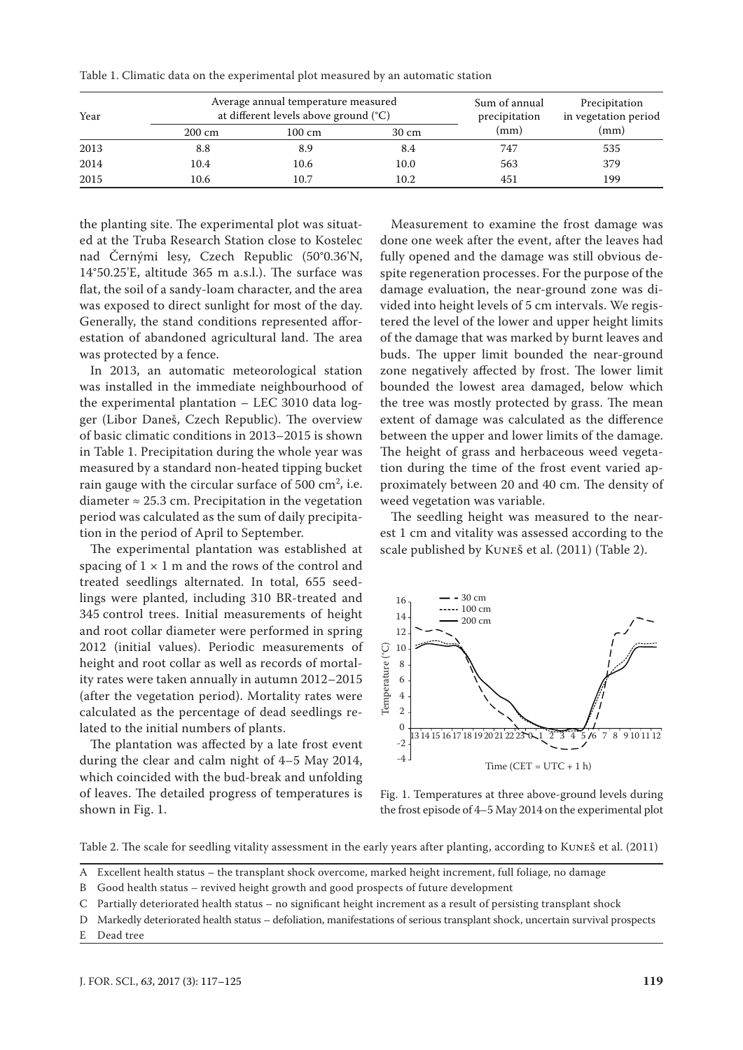Table 1. Climatic data on the experimental plot measured by an automatic station

| Year | Average annual temperature measured at different levels above ground (°C) | | | Sum of annual precipitation (mm) | Precipitation in vegetation period (mm) |
|---|---|---|---|---|---|
| | 200 cm | 100 cm | 30 cm | | |
| 2013 | 8.8 | 8.9 | 8.4 | 747 | 535 |
| 2014 | 10.4 | 10.6 | 10.0 | 563 | 379 |
| 2015 | 10.6 | 10.7 | 10.2 | 451 | 199 |

the planting site. The experimental plot was situated at the Truba Research Station close to Kostelec nad Černými lesy, Czech Republic (50°0.36'N, 14°50.25'E, altitude 365 m a.s.l.). The surface was flat, the soil of a sandy-loam character, and the area was exposed to direct sunlight for most of the day. Generally, the stand conditions represented afforestation of abandoned agricultural land. The area was protected by a fence.

In 2013, an automatic meteorological station was installed in the immediate neighbourhood of the experimental plantation – LEC 3010 data logger (Libor Daneš, Czech Republic). The overview of basic climatic conditions in 2013–2015 is shown in Table 1. Precipitation during the whole year was measured by a standard non-heated tipping bucket rain gauge with the circular surface of 500 $cm^2$, i.e. diameter ≈ 25.3 cm. Precipitation in the vegetation period was calculated as the sum of daily precipitation in the period of April to September.

The experimental plantation was established at spacing of 1 × 1 m and the rows of the control and treated seedlings alternated. In total, 655 seedlings were planted, including 310 BR-treated and 345 control trees. Initial measurements of height and root collar diameter were performed in spring 2012 (initial values). Periodic measurements of height and root collar as well as records of mortality rates were taken annually in autumn 2012–2015 (after the vegetation period). Mortality rates were calculated as the percentage of dead seedlings related to the initial numbers of plants.

The plantation was affected by a late frost event during the clear and calm night of 4–5 May 2014, which coincided with the bud-break and unfolding of leaves. The detailed progress of temperatures is shown in Fig. 1.

Measurement to examine the frost damage was done one week after the event, after the leaves had fully opened and the damage was still obvious despite regeneration processes. For the purpose of the damage evaluation, the near-ground zone was divided into height levels of 5 cm intervals. We registered the level of the lower and upper height limits of the damage that was marked by burnt leaves and buds. The upper limit bounded the near-ground zone negatively affected by frost. The lower limit bounded the lowest area damaged, below which the tree was mostly protected by grass. The mean extent of damage was calculated as the difference between the upper and lower limits of the damage. The height of grass and herbaceous weed vegetation during the time of the frost event varied approximately between 20 and 40 cm. The density of weed vegetation was variable.

The seedling height was measured to the nearest 1 cm and vitality was assessed according to the scale published by Kuneš et al. (2011) (Table 2).

Fig. 1. Temperatures at three above-ground levels during the frost episode of 4–5 May 2014 on the experimental plot

Table 2. The scale for seedling vitality assessment in the early years after planting, according to Kuneš et al. (2011)

| | |
|---|---|
| A | Excellent health status – the transplant shock overcome, marked height increment, full foliage, no damage |
| B | Good health status – revived height growth and good prospects of future development |
| C | Partially deteriorated health status – no significant height increment as a result of persisting transplant shock |
| D | Markedly deteriorated health status – defoliation, manifestations of serious transplant shock, uncertain survival prospects |
| E | Dead tree |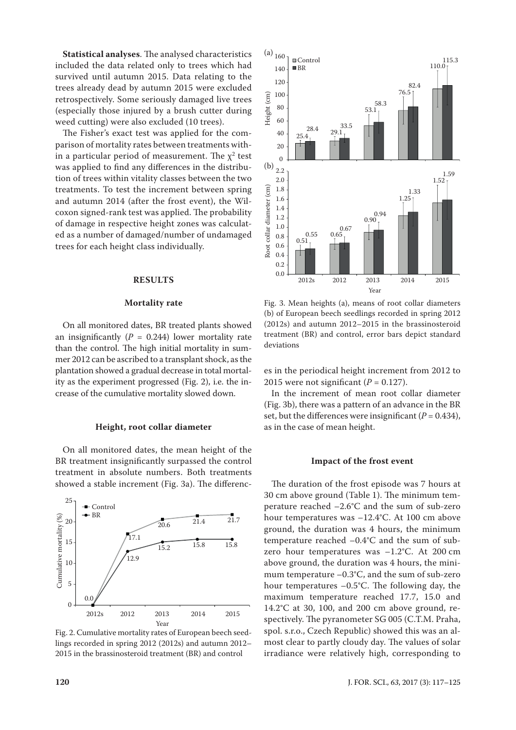**Statistical analyses**. The analysed characteristics included the data related only to trees which had survived until autumn 2015. Data relating to the trees already dead by autumn 2015 were excluded retrospectively. Some seriously damaged live trees (especially those injured by a brush cutter during weed cutting) were also excluded (10 trees).

The Fisher's exact test was applied for the comparison of mortality rates between treatments within a particular period of measurement. The $\chi^2$ test was applied to find any differences in the distribution of trees within vitality classes between the two treatments. To test the increment between spring and autumn 2014 (after the frost event), the Wilcoxon signed-rank test was applied. The probability of damage in respective height zones was calculated as a number of damaged/number of undamaged trees for each height class individually.

## RESULTS

### Mortality rate

On all monitored dates, BR treated plants showed an insignificantly ($P$ = 0.244) lower mortality rate than the control. The high initial mortality in summer 2012 can be ascribed to a transplant shock, as the plantation showed a gradual decrease in total mortality as the experiment progressed (Fig. 2), i.e. the increase of the cumulative mortality slowed down.

### Height, root collar diameter

On all monitored dates, the mean height of the BR treatment insignificantly surpassed the control treatment in absolute numbers. Both treatments showed a stable increment (Fig. 3a). The differences in the periodical height increment from 2012 to 2015 were not significant ($P$ = 0.127).

Fig. 2. Cumulative mortality rates of European beech seedlings recorded in spring 2012 (2012s) and autumn 2012–2015 in the brassinosteroid treatment (BR) and control

Fig. 3. Mean heights (a), means of root collar diameters (b) of European beech seedlings recorded in spring 2012 (2012s) and autumn 2012–2015 in the brassinosteroid treatment (BR) and control, error bars depict standard deviations

In the increment of mean root collar diameter (Fig. 3b), there was a pattern of an advance in the BR set, but the differences were insignificant ($P$ = 0.434), as in the case of mean height.

### Impact of the frost event

The duration of the frost episode was 7 hours at 30 cm above ground (Table 1). The minimum temperature reached –2.6°C and the sum of sub-zero hour temperatures was –12.4°C. At 100 cm above ground, the duration was 4 hours, the minimum temperature reached –0.4°C and the sum of sub-zero hour temperatures was –1.2°C. At 200 cm above ground, the duration was 4 hours, the minimum temperature –0.3°C, and the sum of sub-zero hour temperatures –0.5°C. The following day, the maximum temperature reached 17.7, 15.0 and 14.2°C at 30, 100, and 200 cm above ground, respectively. The pyranometer SG 005 (C.T.M. Praha, spol. s.r.o., Czech Republic) showed this was an almost clear to partly cloudy day. The values of solar irradiance were relatively high, corresponding to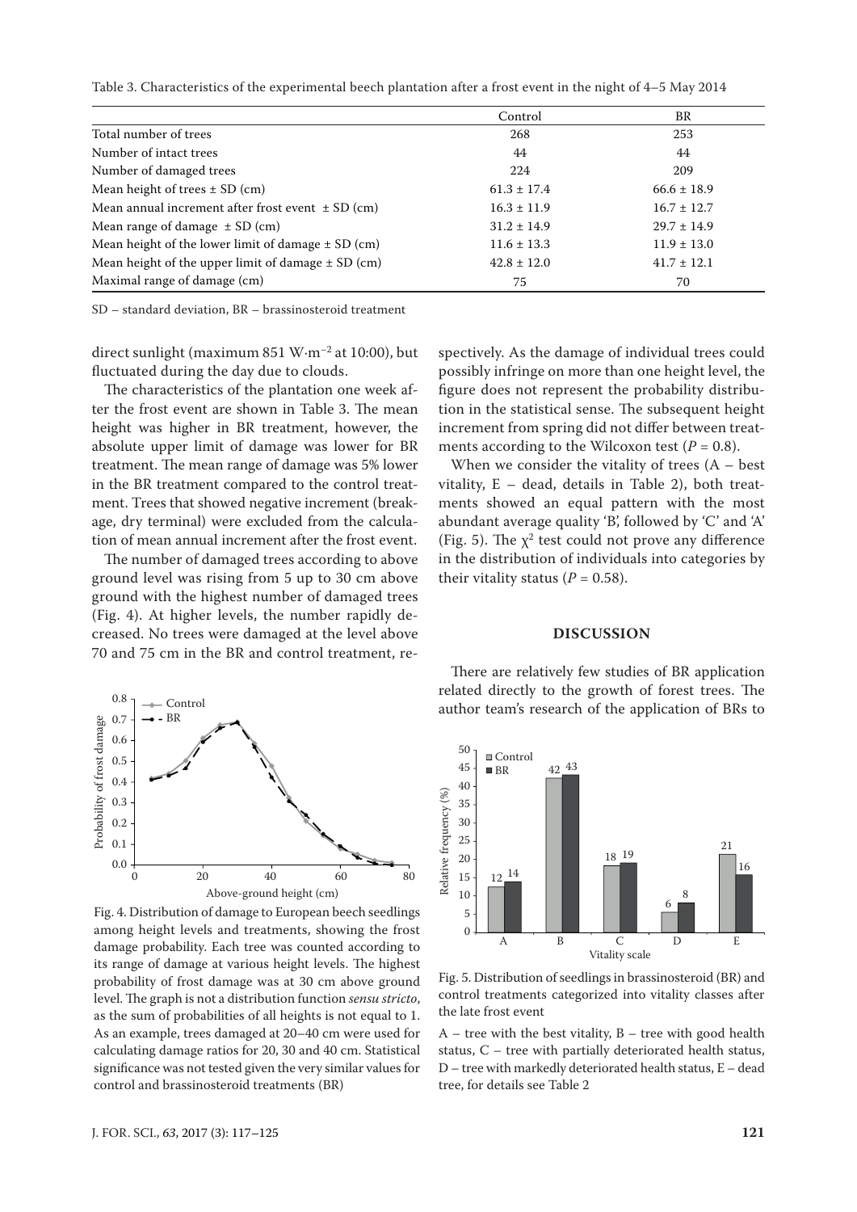Table 3. Characteristics of the experimental beech plantation after a frost event in the night of 4–5 May 2014

| | Control | BR |
|---|---|---|
| Total number of trees | 268 | 253 |
| Number of intact trees | 44 | 44 |
| Number of damaged trees | 224 | 209 |
| Mean height of trees ± SD (cm) | 61.3 ± 17.4 | 66.6 ± 18.9 |
| Mean annual increment after frost event ± SD (cm) | 16.3 ± 11.9 | 16.7 ± 12.7 |
| Mean range of damage ± SD (cm) | 31.2 ± 14.9 | 29.7 ± 14.9 |
| Mean height of the lower limit of damage ± SD (cm) | 11.6 ± 13.3 | 11.9 ± 13.0 |
| Mean height of the upper limit of damage ± SD (cm) | 42.8 ± 12.0 | 41.7 ± 12.1 |
| Maximal range of damage (cm) | 75 | 70 |

SD – standard deviation, BR – brassinosteroid treatment

direct sunlight (maximum 851 $W \cdot m^{-2}$ at 10:00), but fluctuated during the day due to clouds.

The characteristics of the plantation one week after the frost event are shown in Table 3. The mean height was higher in BR treatment, however, the absolute upper limit of damage was lower for BR treatment. The mean range of damage was 5% lower in the BR treatment compared to the control treatment. Trees that showed negative increment (breakage, dry terminal) were excluded from the calculation of mean annual increment after the frost event.

The number of damaged trees according to above ground level was rising from 5 up to 30 cm above ground with the highest number of damaged trees (Fig. 4). At higher levels, the number rapidly decreased. No trees were damaged at the level above 70 and 75 cm in the BR and control treatment, respectively. As the damage of individual trees could possibly infringe on more than one height level, the figure does not represent the probability distribution in the statistical sense. The subsequent height increment from spring did not differ between treatments according to the Wilcoxon test ($P = 0.8$).

When we consider the vitality of trees (A – best vitality, E – dead, details in Table 2), both treatments showed an equal pattern with the most abundant average quality 'B', followed by 'C' and 'A' (Fig. 5). The $\chi^2$ test could not prove any difference in the distribution of individuals into categories by their vitality status ($P = 0.58$).

Fig. 4. Distribution of damage to European beech seedlings among height levels and treatments, showing the frost damage probability. Each tree was counted according to its range of damage at various height levels. The highest probability of frost damage was at 30 cm above ground level. The graph is not a distribution function *sensu stricto*, as the sum of probabilities of all heights is not equal to 1. As an example, trees damaged at 20–40 cm were used for calculating damage ratios for 20, 30 and 40 cm. Statistical significance was not tested given the very similar values for control and brassinosteroid treatments (BR)

## DISCUSSION

There are relatively few studies of BR application related directly to the growth of forest trees. The author team's research of the application of BRs to

Fig. 5. Distribution of seedlings in brassinosteroid (BR) and control treatments categorized into vitality classes after the late frost event

A – tree with the best vitality, B – tree with good health status, C – tree with partially deteriorated health status, D – tree with markedly deteriorated health status, E – dead tree, for details see Table 2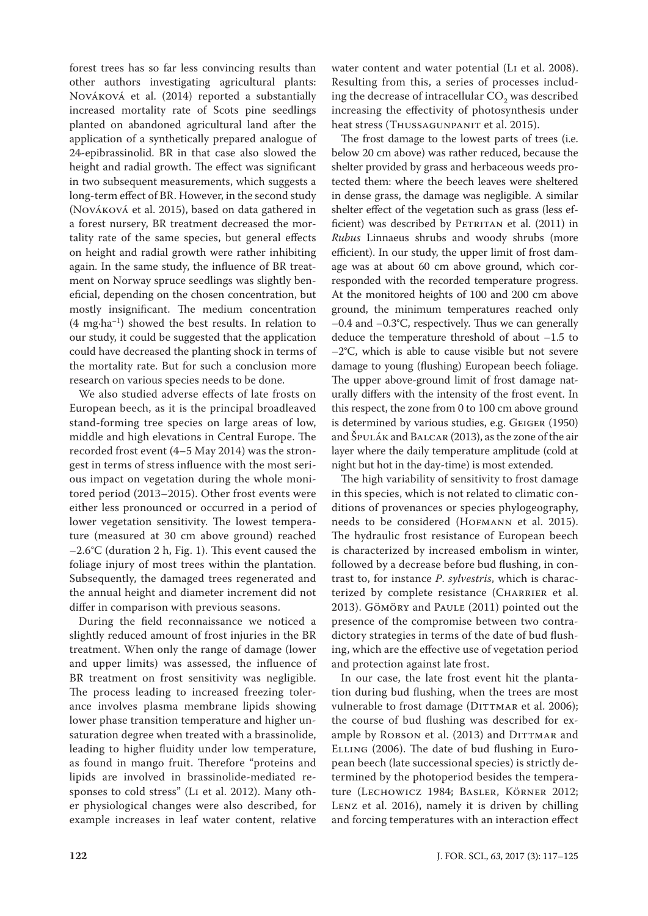forest trees has so far less convincing results than other authors investigating agricultural plants: Nováková et al. (2014) reported a substantially increased mortality rate of Scots pine seedlings planted on abandoned agricultural land after the application of a synthetically prepared analogue of 24-epibrassinolid. BR in that case also slowed the height and radial growth. The effect was significant in two subsequent measurements, which suggests a long-term effect of BR. However, in the second study (Nováková et al. 2015), based on data gathered in a forest nursery, BR treatment decreased the mortality rate of the same species, but general effects on height and radial growth were rather inhibiting again. In the same study, the influence of BR treatment on Norway spruce seedlings was slightly beneficial, depending on the chosen concentration, but mostly insignificant. The medium concentration (4 mg·ha$^{-1}$) showed the best results. In relation to our study, it could be suggested that the application could have decreased the planting shock in terms of the mortality rate. But for such a conclusion more research on various species needs to be done.

We also studied adverse effects of late frosts on European beech, as it is the principal broadleaved stand-forming tree species on large areas of low, middle and high elevations in Central Europe. The recorded frost event (4–5 May 2014) was the strongest in terms of stress influence with the most serious impact on vegetation during the whole monitored period (2013–2015). Other frost events were either less pronounced or occurred in a period of lower vegetation sensitivity. The lowest temperature (measured at 30 cm above ground) reached –2.6°C (duration 2 h, Fig. 1). This event caused the foliage injury of most trees within the plantation. Subsequently, the damaged trees regenerated and the annual height and diameter increment did not differ in comparison with previous seasons.

During the field reconnaissance we noticed a slightly reduced amount of frost injuries in the BR treatment. When only the range of damage (lower and upper limits) was assessed, the influence of BR treatment on frost sensitivity was negligible. The process leading to increased freezing tolerance involves plasma membrane lipids showing lower phase transition temperature and higher unsaturation degree when treated with a brassinolide, leading to higher fluidity under low temperature, as found in mango fruit. Therefore "proteins and lipids are involved in brassinolide-mediated responses to cold stress" (Li et al. 2012). Many other physiological changes were also described, for example increases in leaf water content, relative water content and water potential (Li et al. 2008). Resulting from this, a series of processes including the decrease of intracellular $CO_2$ was described increasing the effectivity of photosynthesis under heat stress (Thussagunpanit et al. 2015).

The frost damage to the lowest parts of trees (i.e. below 20 cm above) was rather reduced, because the shelter provided by grass and herbaceous weeds protected them: where the beech leaves were sheltered in dense grass, the damage was negligible. A similar shelter effect of the vegetation such as grass (less efficient) was described by Petritan et al. (2011) in *Rubus* Linnaeus shrubs and woody shrubs (more efficient). In our study, the upper limit of frost damage was at about 60 cm above ground, which corresponded with the recorded temperature progress. At the monitored heights of 100 and 200 cm above ground, the minimum temperatures reached only –0.4 and –0.3°C, respectively. Thus we can generally deduce the temperature threshold of about –1.5 to –2°C, which is able to cause visible but not severe damage to young (flushing) European beech foliage. The upper above-ground limit of frost damage naturally differs with the intensity of the frost event. In this respect, the zone from 0 to 100 cm above ground is determined by various studies, e.g. Geiger (1950) and Špulák and Balcar (2013), as the zone of the air layer where the daily temperature amplitude (cold at night but hot in the day-time) is most extended.

The high variability of sensitivity to frost damage in this species, which is not related to climatic conditions of provenances or species phylogeography, needs to be considered (Hofmann et al. 2015). The hydraulic frost resistance of European beech is characterized by increased embolism in winter, followed by a decrease before bud flushing, in contrast to, for instance *P. sylvestris*, which is characterized by complete resistance (Charrier et al. 2013). Gömöry and Paule (2011) pointed out the presence of the compromise between two contradictory strategies in terms of the date of bud flushing, which are the effective use of vegetation period and protection against late frost.

In our case, the late frost event hit the plantation during bud flushing, when the trees are most vulnerable to frost damage (Dittmar et al. 2006); the course of bud flushing was described for example by Robson et al. (2013) and Dittmar and Elling (2006). The date of bud flushing in European beech (late successional species) is strictly determined by the photoperiod besides the temperature (Lechowicz 1984; Basler, Körner 2012; Lenz et al. 2016), namely it is driven by chilling and forcing temperatures with an interaction effect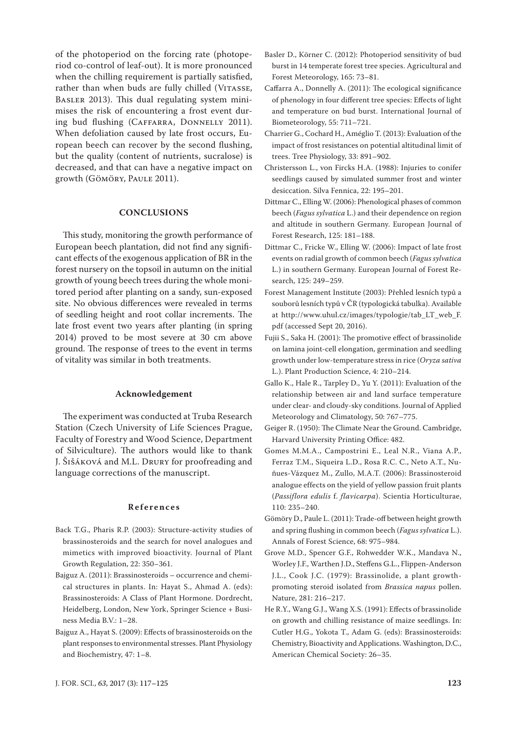of the photoperiod on the forcing rate (photoperiod co-control of leaf-out). It is more pronounced when the chilling requirement is partially satisfied, rather than when buds are fully chilled (Vitasse, Basler 2013). This dual regulating system minimises the risk of encountering a frost event during bud flushing (Caffarra, Donnelly 2011). When defoliation caused by late frost occurs, European beech can recover by the second flushing, but the quality (content of nutrients, sucralose) is decreased, and that can have a negative impact on growth (Gömöry, Paule 2011).

## CONCLUSIONS

This study, monitoring the growth performance of European beech plantation, did not find any significant effects of the exogenous application of BR in the forest nursery on the topsoil in autumn on the initial growth of young beech trees during the whole monitored period after planting on a sandy, sun-exposed site. No obvious differences were revealed in terms of seedling height and root collar increments. The late frost event two years after planting (in spring 2014) proved to be most severe at 30 cm above ground. The response of trees to the event in terms of vitality was similar in both treatments.

### Acknowledgement

The experiment was conducted at Truba Research Station (Czech University of Life Sciences Prague, Faculty of Forestry and Wood Science, Department of Silviculture). The authors would like to thank J. Šišáková and M.L. Drury for proofreading and language corrections of the manuscript.

## References

Back T.G., Pharis R.P. (2003): Structure-activity studies of brassinosteroids and the search for novel analogues and mimetics with improved bioactivity. Journal of Plant Growth Regulation, 22: 350–361.

Bajguz A. (2011): Brassinosteroids – occurrence and chemical structures in plants. In: Hayat S., Ahmad A. (eds): Brassinosteroids: A Class of Plant Hormone. Dordrecht, Heidelberg, London, New York, Springer Science + Business Media B.V.: 1–28.

Bajguz A., Hayat S. (2009): Effects of brassinosteroids on the plant responses to environmental stresses. Plant Physiology and Biochemistry, 47: 1–8.

Basler D., Körner C. (2012): Photoperiod sensitivity of bud burst in 14 temperate forest tree species. Agricultural and Forest Meteorology, 165: 73–81.

Caffarra A., Donnelly A. (2011): The ecological significance of phenology in four different tree species: Effects of light and temperature on bud burst. International Journal of Biometeorology, 55: 711–721.

Charrier G., Cochard H., Améglio T. (2013): Evaluation of the impact of frost resistances on potential altitudinal limit of trees. Tree Physiology, 33: 891–902.

Christersson L., von Fircks H.A. (1988): Injuries to conifer seedlings caused by simulated summer frost and winter desiccation. Silva Fennica, 22: 195–201.

Dittmar C., Elling W. (2006): Phenological phases of common beech (*Fagus sylvatica* L.) and their dependence on region and altitude in southern Germany. European Journal of Forest Research, 125: 181–188.

Dittmar C., Fricke W., Elling W. (2006): Impact of late frost events on radial growth of common beech (*Fagus sylvatica* L.) in southern Germany. European Journal of Forest Research, 125: 249–259.

Forest Management Institute (2003): Přehled lesních typů a souborů lesních typů v ČR (typologická tabulka). Available at http://www.uhul.cz/images/typologie/tab_LT_web_F.pdf (accessed Sept 20, 2016).

Fujii S., Saka H. (2001): The promotive effect of brassinolide on lamina joint-cell elongation, germination and seedling growth under low-temperature stress in rice (*Oryza sativa* L.). Plant Production Science, 4: 210–214.

Gallo K., Hale R., Tarpley D., Yu Y. (2011): Evaluation of the relationship between air and land surface temperature under clear- and cloudy-sky conditions. Journal of Applied Meteorology and Climatology, 50: 767–775.

Geiger R. (1950): The Climate Near the Ground. Cambridge, Harvard University Printing Office: 482.

Gomes M.M.A., Campostrini E., Leal N.R., Viana A.P., Ferraz T.M., Siqueira L.D., Rosa R.C. C., Neto A.T., Nuñues-Vázquez M., Zullo, M.A.T. (2006): Brassinosteroid analogue effects on the yield of yellow passion fruit plants (*Passiflora edulis* f. *flavicarpa*). Scientia Horticulturae, 110: 235–240.

Gömöry D., Paule L. (2011): Trade-off between height growth and spring flushing in common beech (*Fagus sylvatica* L.). Annals of Forest Science, 68: 975–984.

Grove M.D., Spencer G.F., Rohwedder W.K., Mandava N., Worley J.F., Warthen J.D., Steffens G.L., Flippen-Anderson J.L., Cook J.C. (1979): Brassinolide, a plant growth-promoting steroid isolated from *Brassica napus* pollen. Nature, 281: 216–217.

He R.Y., Wang G.J., Wang X.S. (1991): Effects of brassinolide on growth and chilling resistance of maize seedlings. In: Cutler H.G., Yokota T., Adam G. (eds): Brassinosteroids: Chemistry, Bioactivity and Applications. Washington, D.C., American Chemical Society: 26–35.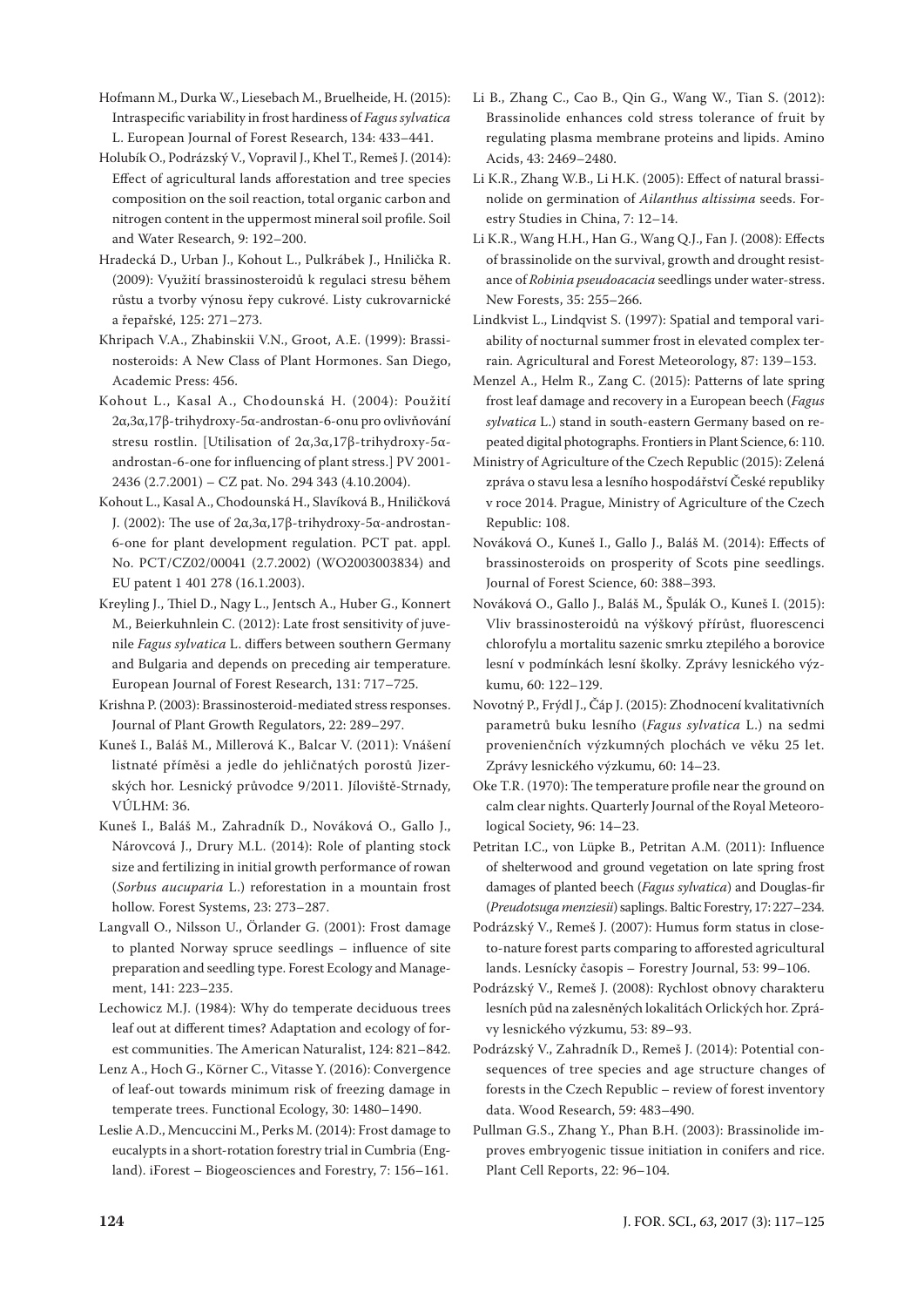Hofmann M., Durka W., Liesebach M., Bruelheide, H. (2015): Intraspecific variability in frost hardiness of *Fagus sylvatica* L. European Journal of Forest Research, 134: 433–441.

Holubík O., Podrázský V., Vopravil J., Khel T., Remeš J. (2014): Effect of agricultural lands afforestation and tree species composition on the soil reaction, total organic carbon and nitrogen content in the uppermost mineral soil profile. Soil and Water Research, 9: 192–200.

Hradecká D., Urban J., Kohout L., Pulkrábek J., Hnilička R. (2009): Využití brassinosteroidů k regulaci stresu během růstu a tvorby výnosu řepy cukrové. Listy cukrovarnické a řepařské, 125: 271–273.

Khripach V.A., Zhabinskii V.N., Groot, A.E. (1999): Brassinosteroids: A New Class of Plant Hormones. San Diego, Academic Press: 456.

Kohout L., Kasal A., Chodounská H. (2004): Použití 2α,3α,17β-trihydroxy-5α-androstan-6-onu pro ovlivňování stresu rostlin. [Utilisation of 2α,3α,17β-trihydroxy-5α-androstan-6-one for influencing of plant stress.] PV 2001-2436 (2.7.2001) – CZ pat. No. 294 343 (4.10.2004).

Kohout L., Kasal A., Chodounská H., Slavíková B., Hniličková J. (2002): The use of 2α,3α,17β-trihydroxy-5α-androstan-6-one for plant development regulation. PCT pat. appl. No. PCT/CZ02/00041 (2.7.2002) (WO2003003834) and EU patent 1 401 278 (16.1.2003).

Kreyling J., Thiel D., Nagy L., Jentsch A., Huber G., Konnert M., Beierkuhnlein C. (2012): Late frost sensitivity of juvenile *Fagus sylvatica* L. differs between southern Germany and Bulgaria and depends on preceding air temperature. European Journal of Forest Research, 131: 717–725.

Krishna P. (2003): Brassinosteroid-mediated stress responses. Journal of Plant Growth Regulators, 22: 289–297.

Kuneš I., Baláš M., Millerová K., Balcar V. (2011): Vnášení listnaté příměsi a jedle do jehličnatých porostů Jizerských hor. Lesnický průvodce 9/2011. Jíloviště-Strnady, VÚLHM: 36.

Kuneš I., Baláš M., Zahradník D., Nováková O., Gallo J., Nárovcová J., Drury M.L. (2014): Role of planting stock size and fertilizing in initial growth performance of rowan (*Sorbus aucuparia* L.) reforestation in a mountain frost hollow. Forest Systems, 23: 273–287.

Langvall O., Nilsson U., Örlander G. (2001): Frost damage to planted Norway spruce seedlings – influence of site preparation and seedling type. Forest Ecology and Management, 141: 223–235.

Lechowicz M.J. (1984): Why do temperate deciduous trees leaf out at different times? Adaptation and ecology of forest communities. The American Naturalist, 124: 821–842.

Lenz A., Hoch G., Körner C., Vitasse Y. (2016): Convergence of leaf-out towards minimum risk of freezing damage in temperate trees. Functional Ecology, 30: 1480–1490.

Leslie A.D., Mencuccini M., Perks M. (2014): Frost damage to eucalypts in a short-rotation forestry trial in Cumbria (England). iForest – Biogeosciences and Forestry, 7: 156–161.

Li B., Zhang C., Cao B., Qin G., Wang W., Tian S. (2012): Brassinolide enhances cold stress tolerance of fruit by regulating plasma membrane proteins and lipids. Amino Acids, 43: 2469–2480.

Li K.R., Zhang W.B., Li H.K. (2005): Effect of natural brassinolide on germination of *Ailanthus altissima* seeds. Forestry Studies in China, 7: 12–14.

Li K.R., Wang H.H., Han G., Wang Q.J., Fan J. (2008): Effects of brassinolide on the survival, growth and drought resistance of *Robinia pseudoacacia* seedlings under water-stress. New Forests, 35: 255–266.

Lindkvist L., Lindqvist S. (1997): Spatial and temporal variability of nocturnal summer frost in elevated complex terrain. Agricultural and Forest Meteorology, 87: 139–153.

Menzel A., Helm R., Zang C. (2015): Patterns of late spring frost leaf damage and recovery in a European beech (*Fagus sylvatica* L.) stand in south-eastern Germany based on repeated digital photographs. Frontiers in Plant Science, 6: 110.

Ministry of Agriculture of the Czech Republic (2015): Zelená zpráva o stavu lesa a lesního hospodářství České republiky v roce 2014. Prague, Ministry of Agriculture of the Czech Republic: 108.

Nováková O., Kuneš I., Gallo J., Baláš M. (2014): Effects of brassinosteroids on prosperity of Scots pine seedlings. Journal of Forest Science, 60: 388–393.

Nováková O., Gallo J., Baláš M., Špulák O., Kuneš I. (2015): Vliv brassinosteroidů na výškový přírůst, fluorescenci chlorofylu a mortalitu sazenic smrku ztepilého a borovice lesní v podmínkách lesní školky. Zprávy lesnického výzkumu, 60: 122–129.

Novotný P., Frýdl J., Čáp J. (2015): Zhodnocení kvalitativních parametrů buku lesního (*Fagus sylvatica* L.) na sedmi provenienčních výzkumných plochách ve věku 25 let. Zprávy lesnického výzkumu, 60: 14–23.

Oke T.R. (1970): The temperature profile near the ground on calm clear nights. Quarterly Journal of the Royal Meteorological Society, 96: 14–23.

Petritan I.C., von Lüpke B., Petritan A.M. (2011): Influence of shelterwood and ground vegetation on late spring frost damages of planted beech (*Fagus sylvatica*) and Douglas-fir (*Preudotsuga menziesii*) saplings. Baltic Forestry, 17: 227–234.

Podrázský V., Remeš J. (2007): Humus form status in close-to-nature forest parts comparing to afforested agricultural lands. Lesnícky časopis – Forestry Journal, 53: 99–106.

Podrázský V., Remeš J. (2008): Rychlost obnovy charakteru lesních půd na zalesněných lokalitách Orlických hor. Zprávy lesnického výzkumu, 53: 89–93.

Podrázský V., Zahradník D., Remeš J. (2014): Potential consequences of tree species and age structure changes of forests in the Czech Republic – review of forest inventory data. Wood Research, 59: 483–490.

Pullman G.S., Zhang Y., Phan B.H. (2003): Brassinolide improves embryogenic tissue initiation in conifers and rice. Plant Cell Reports, 22: 96–104.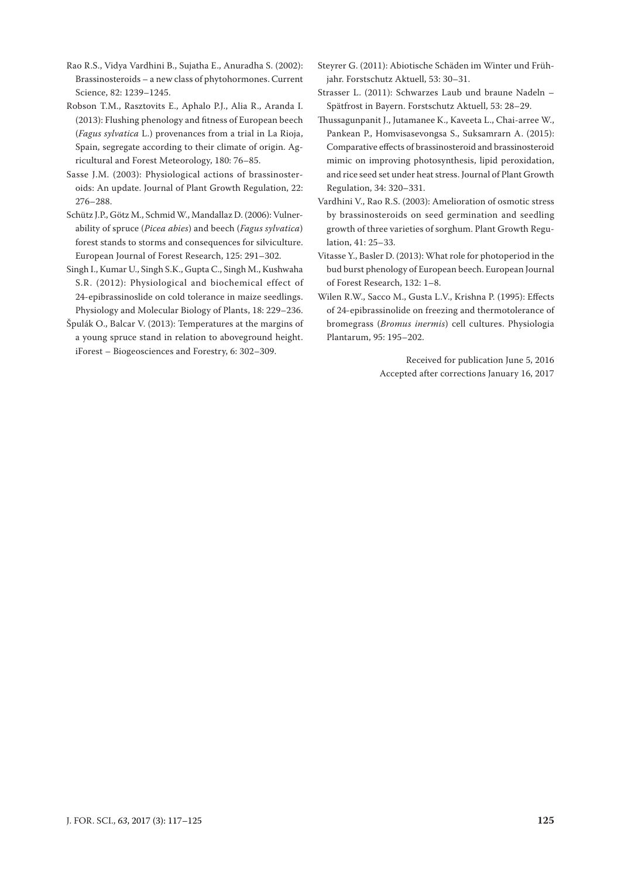Rao R.S., Vidya Vardhini B., Sujatha E., Anuradha S. (2002): Brassinosteroids – a new class of phytohormones. Current Science, 82: 1239–1245.

Robson T.M., Rasztovits E., Aphalo P.J., Alia R., Aranda I. (2013): Flushing phenology and fitness of European beech (*Fagus sylvatica* L.) provenances from a trial in La Rioja, Spain, segregate according to their climate of origin. Agricultural and Forest Meteorology, 180: 76–85.

Sasse J.M. (2003): Physiological actions of brassinosteroids: An update. Journal of Plant Growth Regulation, 22: 276–288.

Schütz J.P., Götz M., Schmid W., Mandallaz D. (2006): Vulnerability of spruce (*Picea abies*) and beech (*Fagus sylvatica*) forest stands to storms and consequences for silviculture. European Journal of Forest Research, 125: 291–302.

Singh I., Kumar U., Singh S.K., Gupta C., Singh M., Kushwaha S.R. (2012): Physiological and biochemical effect of 24-epibrassinoslide on cold tolerance in maize seedlings. Physiology and Molecular Biology of Plants, 18: 229–236.

Špulák O., Balcar V. (2013): Temperatures at the margins of a young spruce stand in relation to aboveground height. iForest – Biogeosciences and Forestry, 6: 302–309.

Steyrer G. (2011): Abiotische Schäden im Winter und Frühjahr. Forstschutz Aktuell, 53: 30–31.

Strasser L. (2011): Schwarzes Laub und braune Nadeln – Spätfrost in Bayern. Forstschutz Aktuell, 53: 28–29.

Thussagunpanit J., Jutamanee K., Kaveeta L., Chai-arree W., Pankean P., Homvisasevongsa S., Suksamrarn A. (2015): Comparative effects of brassinosteroid and brassinosteroid mimic on improving photosynthesis, lipid peroxidation, and rice seed set under heat stress. Journal of Plant Growth Regulation, 34: 320–331.

Vardhini V., Rao R.S. (2003): Amelioration of osmotic stress by brassinosteroids on seed germination and seedling growth of three varieties of sorghum. Plant Growth Regulation, 41: 25–33.

Vitasse Y., Basler D. (2013): What role for photoperiod in the bud burst phenology of European beech. European Journal of Forest Research, 132: 1–8.

Wilen R.W., Sacco M., Gusta L.V., Krishna P. (1995): Effects of 24-epibrassinolide on freezing and thermotolerance of bromegrass (*Bromus inermis*) cell cultures. Physiologia Plantarum, 95: 195–202.

Received for publication June 5, 2016
Accepted after corrections January 16, 2017